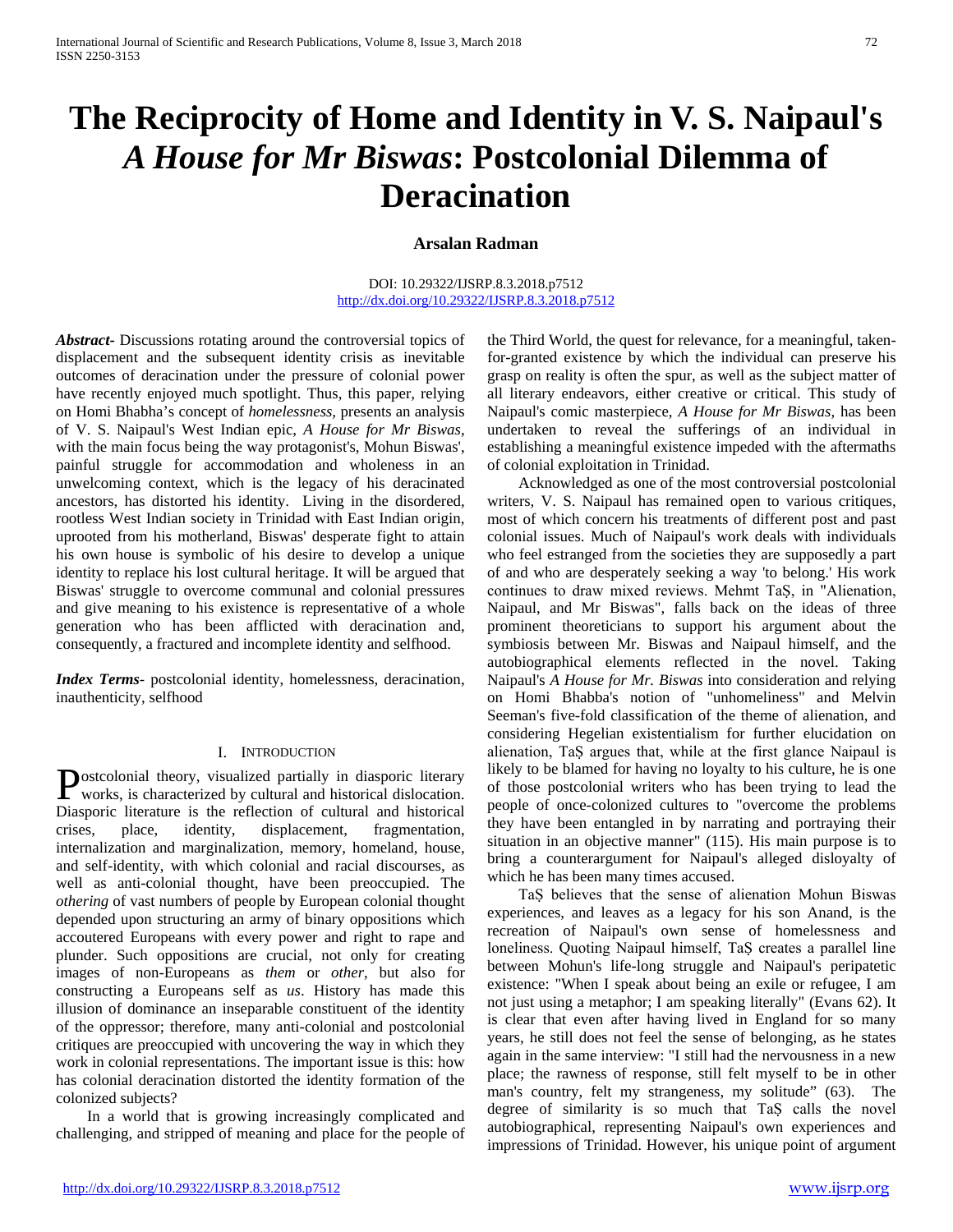# The Reciprocity of Home and Identity in V. S. Naipaul's *A House for Mr Biswas*: Postcolonial Dilemma of Deracination

**Arsalan Radman**

DOI: 10.29322/IJSRP.8.3.2018.p7512
http://dx.doi.org/10.29322/IJSRP.8.3.2018.p7512

***Abstract***- Discussions rotating around the controversial topics of displacement and the subsequent identity crisis as inevitable outcomes of deracination under the pressure of colonial power have recently enjoyed much spotlight. Thus, this paper, relying on Homi Bhabha's concept of *homelessness*, presents an analysis of V. S. Naipaul's West Indian epic, *A House for Mr Biswas*, with the main focus being the way protagonist's, Mohun Biswas', painful struggle for accommodation and wholeness in an unwelcoming context, which is the legacy of his deracinated ancestors, has distorted his identity. Living in the disordered, rootless West Indian society in Trinidad with East Indian origin, uprooted from his motherland, Biswas' desperate fight to attain his own house is symbolic of his desire to develop a unique identity to replace his lost cultural heritage. It will be argued that Biswas' struggle to overcome communal and colonial pressures and give meaning to his existence is representative of a whole generation who has been afflicted with deracination and, consequently, a fractured and incomplete identity and selfhood.

***Index Terms***- postcolonial identity, homelessness, deracination, inauthenticity, selfhood

## I. Introduction

Postcolonial theory, visualized partially in diasporic literary works, is characterized by cultural and historical dislocation. Diasporic literature is the reflection of cultural and historical crises, place, identity, displacement, fragmentation, internalization and marginalization, memory, homeland, house, and self-identity, with which colonial and racial discourses, as well as anti-colonial thought, have been preoccupied. The *othering* of vast numbers of people by European colonial thought depended upon structuring an army of binary oppositions which accoutered Europeans with every power and right to rape and plunder. Such oppositions are crucial, not only for creating images of non-Europeans as *them* or *other*, but also for constructing a Europeans self as *us*. History has made this illusion of dominance an inseparable constituent of the identity of the oppressor; therefore, many anti-colonial and postcolonial critiques are preoccupied with uncovering the way in which they work in colonial representations. The important issue is this: how has colonial deracination distorted the identity formation of the colonized subjects?

In a world that is growing increasingly complicated and challenging, and stripped of meaning and place for the people of the Third World, the quest for relevance, for a meaningful, taken-for-granted existence by which the individual can preserve his grasp on reality is often the spur, as well as the subject matter of all literary endeavors, either creative or critical. This study of Naipaul's comic masterpiece, *A House for Mr Biswas*, has been undertaken to reveal the sufferings of an individual in establishing a meaningful existence impeded with the aftermaths of colonial exploitation in Trinidad.

Acknowledged as one of the most controversial postcolonial writers, V. S. Naipaul has remained open to various critiques, most of which concern his treatments of different post and past colonial issues. Much of Naipaul's work deals with individuals who feel estranged from the societies they are supposedly a part of and who are desperately seeking a way 'to belong.' His work continues to draw mixed reviews. Mehmt TaȘ, in "Alienation, Naipaul, and Mr Biswas", falls back on the ideas of three prominent theoreticians to support his argument about the symbiosis between Mr. Biswas and Naipaul himself, and the autobiographical elements reflected in the novel. Taking Naipaul's *A House for Mr. Biswas* into consideration and relying on Homi Bhabba's notion of "unhomeliness" and Melvin Seeman's five-fold classification of the theme of alienation, and considering Hegelian existentialism for further elucidation on alienation, TaȘ argues that, while at the first glance Naipaul is likely to be blamed for having no loyalty to his culture, he is one of those postcolonial writers who has been trying to lead the people of once-colonized cultures to "overcome the problems they have been entangled in by narrating and portraying their situation in an objective manner" (115). His main purpose is to bring a counterargument for Naipaul's alleged disloyalty of which he has been many times accused.

TaȘ believes that the sense of alienation Mohun Biswas experiences, and leaves as a legacy for his son Anand, is the recreation of Naipaul's own sense of homelessness and loneliness. Quoting Naipaul himself, TaȘ creates a parallel line between Mohun's life-long struggle and Naipaul's peripatetic existence: "When I speak about being an exile or refugee, I am not just using a metaphor; I am speaking literally" (Evans 62). It is clear that even after having lived in England for so many years, he still does not feel the sense of belonging, as he states again in the same interview: "I still had the nervousness in a new place; the rawness of response, still felt myself to be in other man's country, felt my strangeness, my solitude" (63). The degree of similarity is so much that TaȘ calls the novel autobiographical, representing Naipaul's own experiences and impressions of Trinidad. However, his unique point of argument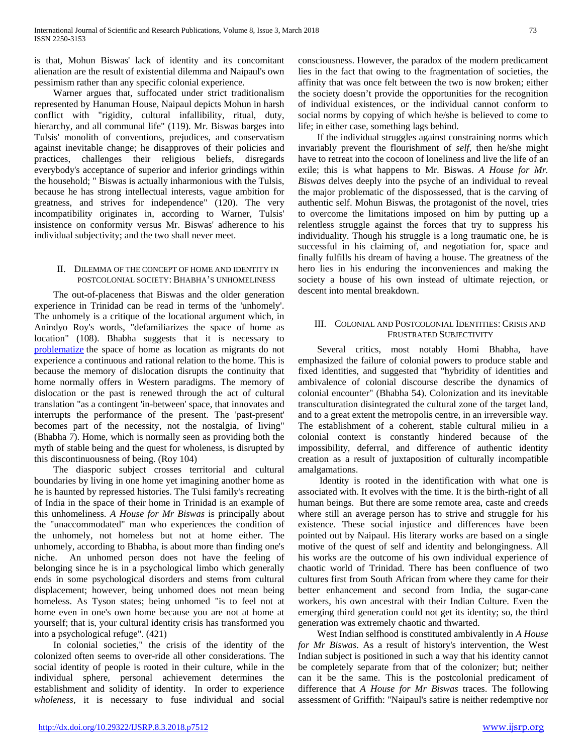is that, Mohun Biswas' lack of identity and its concomitant alienation are the result of existential dilemma and Naipaul's own pessimism rather than any specific colonial experience.

Warner argues that, suffocated under strict traditionalism represented by Hanuman House, Naipaul depicts Mohun in harsh conflict with "rigidity, cultural infallibility, ritual, duty, hierarchy, and all communal life" (119). Mr. Biswas barges into Tulsis' monolith of conventions, prejudices, and conservatism against inevitable change; he disapproves of their policies and practices, challenges their religious beliefs, disregards everybody's acceptance of superior and inferior grindings within the household; " Biswas is actually inharmonious with the Tulsis, because he has strong intellectual interests, vague ambition for greatness, and strives for independence" (120). The very incompatibility originates in, according to Warner, Tulsis' insistence on conformity versus Mr. Biswas' adherence to his individual subjectivity; and the two shall never meet.

## II. Dilemma of the Concept of Home and Identity in Postcolonial Society: Bhabha's Unhomeliness

The out-of-placeness that Biswas and the older generation experience in Trinidad can be read in terms of the 'unhomely'. The unhomely is a critique of the locational argument which, in Anindyo Roy's words, "defamiliarizes the space of home as location" (108). Bhabha suggests that it is necessary to problematize the space of home as location as migrants do not experience a continuous and rational relation to the home. This is because the memory of dislocation disrupts the continuity that home normally offers in Western paradigms. The memory of dislocation or the past is renewed through the act of cultural translation "as a contingent 'in-between' space, that innovates and interrupts the performance of the present. The 'past-present' becomes part of the necessity, not the nostalgia, of living" (Bhabha 7). Home, which is normally seen as providing both the myth of stable being and the quest for wholeness, is disrupted by this discontinuousness of being. (Roy 104)

The diasporic subject crosses territorial and cultural boundaries by living in one home yet imagining another home as he is haunted by repressed histories. The Tulsi family's recreating of India in the space of their home in Trinidad is an example of this unhomeliness. *A House for Mr Biswas* is principally about the "unaccommodated" man who experiences the condition of the unhomely, not homeless but not at home either. The unhomely, according to Bhabha, is about more than finding one's niche. An unhomed person does not have the feeling of belonging since he is in a psychological limbo which generally ends in some psychological disorders and stems from cultural displacement; however, being unhomed does not mean being homeless. As Tyson states; being unhomed "is to feel not at home even in one's own home because you are not at home at yourself; that is, your cultural identity crisis has transformed you into a psychological refuge". (421)

In colonial societies," the crisis of the identity of the colonized often seems to over-ride all other considerations. The social identity of people is rooted in their culture, while in the individual sphere, personal achievement determines the establishment and solidity of identity. In order to experience *wholeness*, it is necessary to fuse individual and social consciousness. However, the paradox of the modern predicament lies in the fact that owing to the fragmentation of societies, the affinity that was once felt between the two is now broken; either the society doesn't provide the opportunities for the recognition of individual existences, or the individual cannot conform to social norms by copying of which he/she is believed to come to life; in either case, something lags behind.

If the individual struggles against constraining norms which invariably prevent the flourishment of *self*, then he/she might have to retreat into the cocoon of loneliness and live the life of an exile; this is what happens to Mr. Biswas. *A House for Mr. Biswas* delves deeply into the psyche of an individual to reveal the major problematic of the dispossessed, that is the carving of authentic self. Mohun Biswas, the protagonist of the novel, tries to overcome the limitations imposed on him by putting up a relentless struggle against the forces that try to suppress his individuality. Though his struggle is a long traumatic one, he is successful in his claiming of, and negotiation for, space and finally fulfills his dream of having a house. The greatness of the hero lies in his enduring the inconveniences and making the society a house of his own instead of ultimate rejection, or descent into mental breakdown.

## III. Colonial and Postcolonial Identities: Crisis and Frustrated Subjectivity

Several critics, most notably Homi Bhabha, have emphasized the failure of colonial powers to produce stable and fixed identities, and suggested that "hybridity of identities and ambivalence of colonial discourse describe the dynamics of colonial encounter" (Bhabha 54). Colonization and its inevitable transculturation disintegrated the cultural zone of the target land, and to a great extent the metropolis centre, in an irreversible way. The establishment of a coherent, stable cultural milieu in a colonial context is constantly hindered because of the impossibility, deferral, and difference of authentic identity creation as a result of juxtaposition of culturally incompatible amalgamations.

Identity is rooted in the identification with what one is associated with. It evolves with the time. It is the birth-right of all human beings. But there are some remote area, caste and creeds where still an average person has to strive and struggle for his existence. These social injustice and differences have been pointed out by Naipaul. His literary works are based on a single motive of the quest of self and identity and belongingness. All his works are the outcome of his own individual experience of chaotic world of Trinidad. There has been confluence of two cultures first from South African from where they came for their better enhancement and second from India, the sugar-cane workers, his own ancestral with their Indian Culture. Even the emerging third generation could not get its identity; so, the third generation was extremely chaotic and thwarted.

West Indian selfhood is constituted ambivalently in *A House for Mr Biswas*. As a result of history's intervention, the West Indian subject is positioned in such a way that his identity cannot be completely separate from that of the colonizer; but; neither can it be the same. This is the postcolonial predicament of difference that *A House for Mr Biswas* traces. The following assessment of Griffith: "Naipaul's satire is neither redemptive nor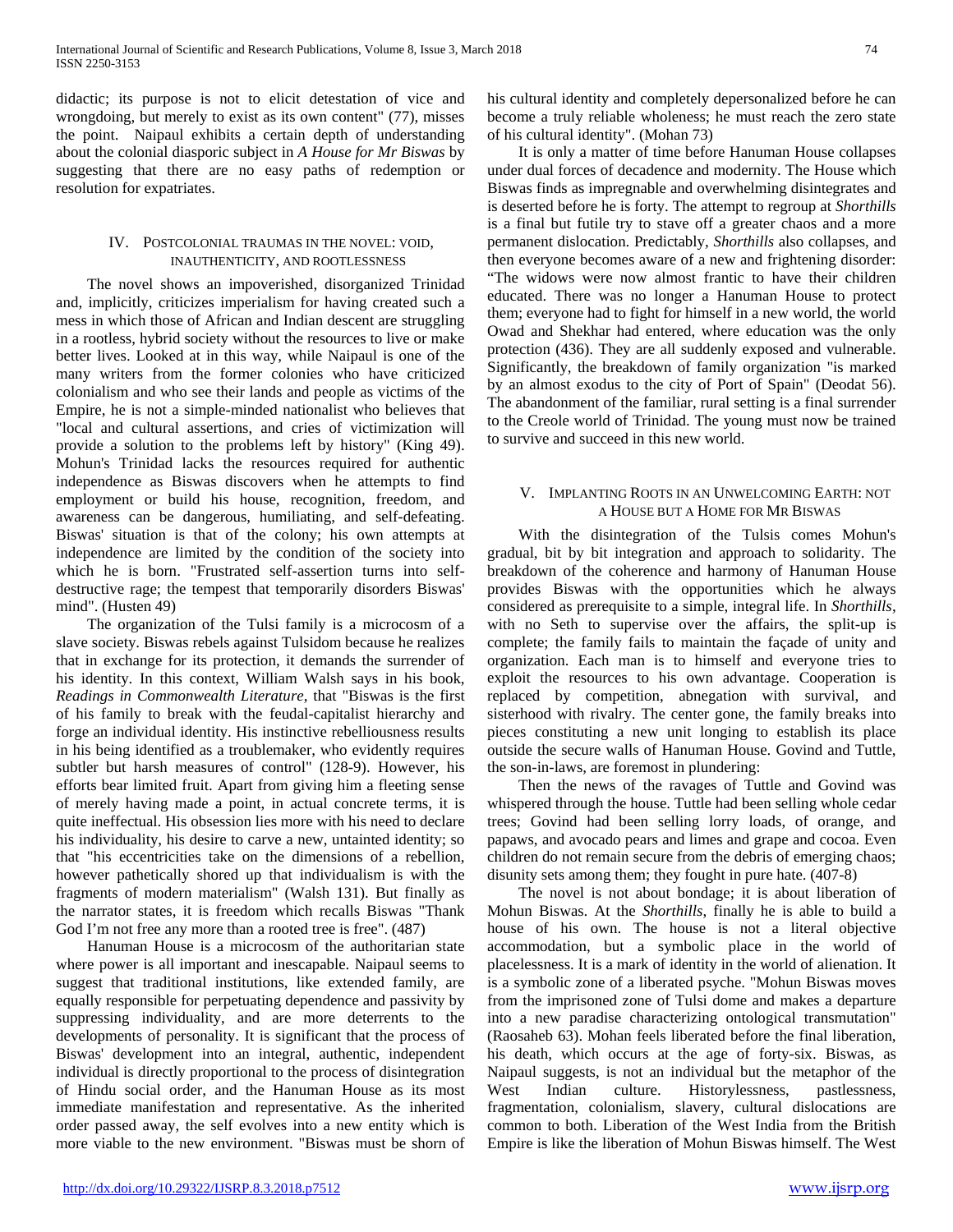didactic; its purpose is not to elicit detestation of vice and wrongdoing, but merely to exist as its own content" (77), misses the point. Naipaul exhibits a certain depth of understanding about the colonial diasporic subject in *A House for Mr Biswas* by suggesting that there are no easy paths of redemption or resolution for expatriates.

## IV. Postcolonial Traumas in the Novel: Void, Inauthenticity, and Rootlessness

The novel shows an impoverished, disorganized Trinidad and, implicitly, criticizes imperialism for having created such a mess in which those of African and Indian descent are struggling in a rootless, hybrid society without the resources to live or make better lives. Looked at in this way, while Naipaul is one of the many writers from the former colonies who have criticized colonialism and who see their lands and people as victims of the Empire, he is not a simple-minded nationalist who believes that "local and cultural assertions, and cries of victimization will provide a solution to the problems left by history" (King 49). Mohun's Trinidad lacks the resources required for authentic independence as Biswas discovers when he attempts to find employment or build his house, recognition, freedom, and awareness can be dangerous, humiliating, and self-defeating. Biswas' situation is that of the colony; his own attempts at independence are limited by the condition of the society into which he is born. "Frustrated self-assertion turns into self-destructive rage; the tempest that temporarily disorders Biswas' mind". (Husten 49)

The organization of the Tulsi family is a microcosm of a slave society. Biswas rebels against Tulsidom because he realizes that in exchange for its protection, it demands the surrender of his identity. In this context, William Walsh says in his book, *Readings in Commonwealth Literature*, that "Biswas is the first of his family to break with the feudal-capitalist hierarchy and forge an individual identity. His instinctive rebelliousness results in his being identified as a troublemaker, who evidently requires subtler but harsh measures of control" (128-9). However, his efforts bear limited fruit. Apart from giving him a fleeting sense of merely having made a point, in actual concrete terms, it is quite ineffectual. His obsession lies more with his need to declare his individuality, his desire to carve a new, untainted identity; so that "his eccentricities take on the dimensions of a rebellion, however pathetically shored up that individualism is with the fragments of modern materialism" (Walsh 131). But finally as the narrator states, it is freedom which recalls Biswas "Thank God I'm not free any more than a rooted tree is free". (487)

Hanuman House is a microcosm of the authoritarian state where power is all important and inescapable. Naipaul seems to suggest that traditional institutions, like extended family, are equally responsible for perpetuating dependence and passivity by suppressing individuality, and are more deterrents to the developments of personality. It is significant that the process of Biswas' development into an integral, authentic, independent individual is directly proportional to the process of disintegration of Hindu social order, and the Hanuman House as its most immediate manifestation and representative. As the inherited order passed away, the self evolves into a new entity which is more viable to the new environment. "Biswas must be shorn of his cultural identity and completely depersonalized before he can become a truly reliable wholeness; he must reach the zero state of his cultural identity". (Mohan 73)

It is only a matter of time before Hanuman House collapses under dual forces of decadence and modernity. The House which Biswas finds as impregnable and overwhelming disintegrates and is deserted before he is forty. The attempt to regroup at *Shorthills* is a final but futile try to stave off a greater chaos and a more permanent dislocation. Predictably, *Shorthills* also collapses, and then everyone becomes aware of a new and frightening disorder: "The widows were now almost frantic to have their children educated. There was no longer a Hanuman House to protect them; everyone had to fight for himself in a new world, the world Owad and Shekhar had entered, where education was the only protection (436). They are all suddenly exposed and vulnerable. Significantly, the breakdown of family organization "is marked by an almost exodus to the city of Port of Spain" (Deodat 56). The abandonment of the familiar, rural setting is a final surrender to the Creole world of Trinidad. The young must now be trained to survive and succeed in this new world.

## V. Implanting Roots in an Unwelcoming Earth: not a House but a Home for Mr Biswas

With the disintegration of the Tulsis comes Mohun's gradual, bit by bit integration and approach to solidarity. The breakdown of the coherence and harmony of Hanuman House provides Biswas with the opportunities which he always considered as prerequisite to a simple, integral life. In *Shorthills*, with no Seth to supervise over the affairs, the split-up is complete; the family fails to maintain the façade of unity and organization. Each man is to himself and everyone tries to exploit the resources to his own advantage. Cooperation is replaced by competition, abnegation with survival, and sisterhood with rivalry. The center gone, the family breaks into pieces constituting a new unit longing to establish its place outside the secure walls of Hanuman House. Govind and Tuttle, the son-in-laws, are foremost in plundering:

Then the news of the ravages of Tuttle and Govind was whispered through the house. Tuttle had been selling whole cedar trees; Govind had been selling lorry loads, of orange, and papaws, and avocado pears and limes and grape and cocoa. Even children do not remain secure from the debris of emerging chaos; disunity sets among them; they fought in pure hate. (407-8)

The novel is not about bondage; it is about liberation of Mohun Biswas. At the *Shorthills*, finally he is able to build a house of his own. The house is not a literal objective accommodation, but a symbolic place in the world of placelessness. It is a mark of identity in the world of alienation. It is a symbolic zone of a liberated psyche. "Mohun Biswas moves from the imprisoned zone of Tulsi dome and makes a departure into a new paradise characterizing ontological transmutation" (Raosaheb 63). Mohan feels liberated before the final liberation, his death, which occurs at the age of forty-six. Biswas, as Naipaul suggests, is not an individual but the metaphor of the West Indian culture. Historylessness, pastlessness, fragmentation, colonialism, slavery, cultural dislocations are common to both. Liberation of the West India from the British Empire is like the liberation of Mohun Biswas himself. The West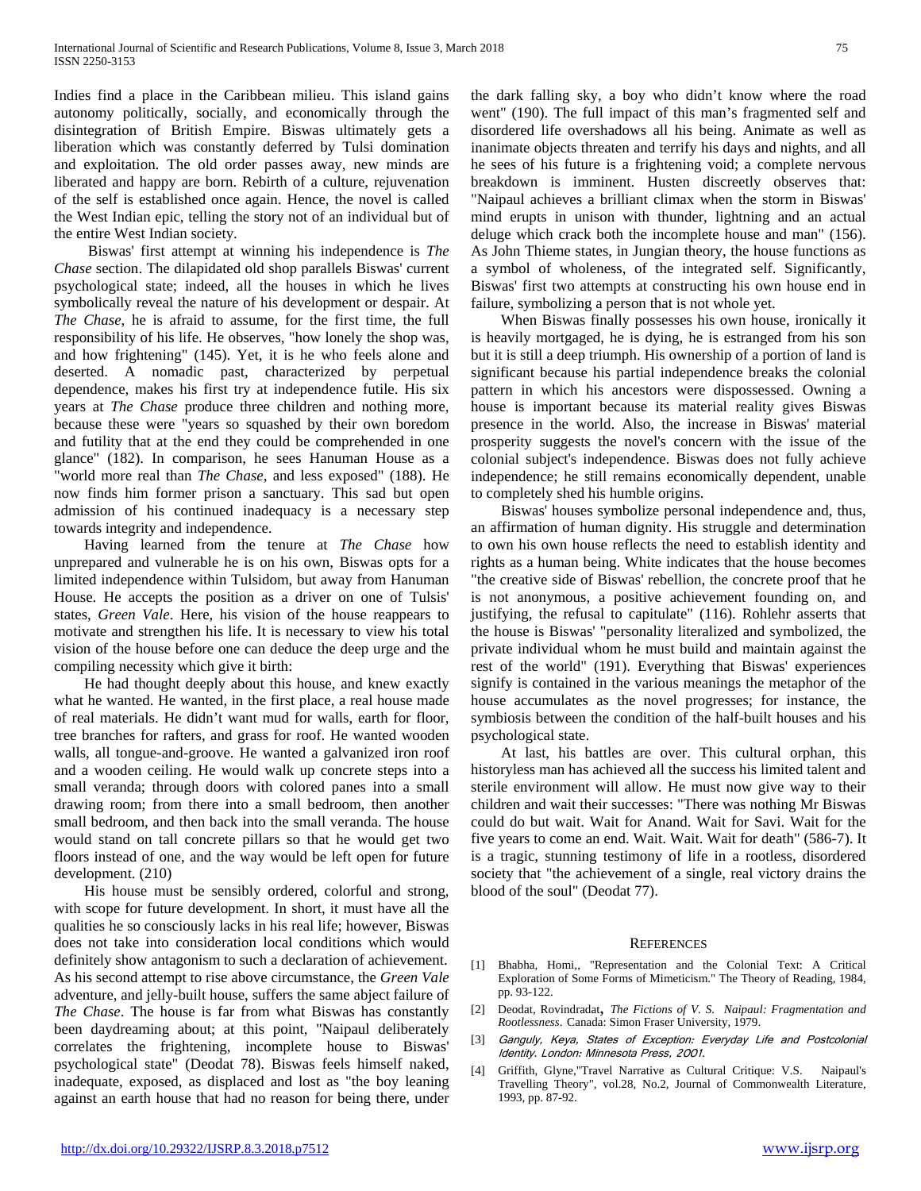Indies find a place in the Caribbean milieu. This island gains autonomy politically, socially, and economically through the disintegration of British Empire. Biswas ultimately gets a liberation which was constantly deferred by Tulsi domination and exploitation. The old order passes away, new minds are liberated and happy are born. Rebirth of a culture, rejuvenation of the self is established once again. Hence, the novel is called the West Indian epic, telling the story not of an individual but of the entire West Indian society.

Biswas' first attempt at winning his independence is *The Chase* section. The dilapidated old shop parallels Biswas' current psychological state; indeed, all the houses in which he lives symbolically reveal the nature of his development or despair. At *The Chase*, he is afraid to assume, for the first time, the full responsibility of his life. He observes, "how lonely the shop was, and how frightening" (145). Yet, it is he who feels alone and deserted. A nomadic past, characterized by perpetual dependence, makes his first try at independence futile. His six years at *The Chase* produce three children and nothing more, because these were "years so squashed by their own boredom and futility that at the end they could be comprehended in one glance" (182). In comparison, he sees Hanuman House as a "world more real than *The Chase*, and less exposed" (188). He now finds him former prison a sanctuary. This sad but open admission of his continued inadequacy is a necessary step towards integrity and independence.

Having learned from the tenure at *The Chase* how unprepared and vulnerable he is on his own, Biswas opts for a limited independence within Tulsidom, but away from Hanuman House. He accepts the position as a driver on one of Tulsis' states, *Green Vale*. Here, his vision of the house reappears to motivate and strengthen his life. It is necessary to view his total vision of the house before one can deduce the deep urge and the compiling necessity which give it birth:

He had thought deeply about this house, and knew exactly what he wanted. He wanted, in the first place, a real house made of real materials. He didn't want mud for walls, earth for floor, tree branches for rafters, and grass for roof. He wanted wooden walls, all tongue-and-groove. He wanted a galvanized iron roof and a wooden ceiling. He would walk up concrete steps into a small veranda; through doors with colored panes into a small drawing room; from there into a small bedroom, then another small bedroom, and then back into the small veranda. The house would stand on tall concrete pillars so that he would get two floors instead of one, and the way would be left open for future development. (210)

His house must be sensibly ordered, colorful and strong, with scope for future development. In short, it must have all the qualities he so consciously lacks in his real life; however, Biswas does not take into consideration local conditions which would definitely show antagonism to such a declaration of achievement. As his second attempt to rise above circumstance, the *Green Vale* adventure, and jelly-built house, suffers the same abject failure of *The Chase*. The house is far from what Biswas has constantly been daydreaming about; at this point, "Naipaul deliberately correlates the frightening, incomplete house to Biswas' psychological state" (Deodat 78). Biswas feels himself naked, inadequate, exposed, as displaced and lost as "the boy leaning against an earth house that had no reason for being there, under the dark falling sky, a boy who didn't know where the road went" (190). The full impact of this man's fragmented self and disordered life overshadows all his being. Animate as well as inanimate objects threaten and terrify his days and nights, and all he sees of his future is a frightening void; a complete nervous breakdown is imminent. Husten discreetly observes that: "Naipaul achieves a brilliant climax when the storm in Biswas' mind erupts in unison with thunder, lightning and an actual deluge which crack both the incomplete house and man" (156). As John Thieme states, in Jungian theory, the house functions as a symbol of wholeness, of the integrated self. Significantly, Biswas' first two attempts at constructing his own house end in failure, symbolizing a person that is not whole yet.

When Biswas finally possesses his own house, ironically it is heavily mortgaged, he is dying, he is estranged from his son but it is still a deep triumph. His ownership of a portion of land is significant because his partial independence breaks the colonial pattern in which his ancestors were dispossessed. Owning a house is important because its material reality gives Biswas presence in the world. Also, the increase in Biswas' material prosperity suggests the novel's concern with the issue of the colonial subject's independence. Biswas does not fully achieve independence; he still remains economically dependent, unable to completely shed his humble origins.

Biswas' houses symbolize personal independence and, thus, an affirmation of human dignity. His struggle and determination to own his own house reflects the need to establish identity and rights as a human being. White indicates that the house becomes "the creative side of Biswas' rebellion, the concrete proof that he is not anonymous, a positive achievement founding on, and justifying, the refusal to capitulate" (116). Rohlehr asserts that the house is Biswas' "personality literalized and symbolized, the private individual whom he must build and maintain against the rest of the world" (191). Everything that Biswas' experiences signify is contained in the various meanings the metaphor of the house accumulates as the novel progresses; for instance, the symbiosis between the condition of the half-built houses and his psychological state.

At last, his battles are over. This cultural orphan, this historyless man has achieved all the success his limited talent and sterile environment will allow. He must now give way to their children and wait their successes: "There was nothing Mr Biswas could do but wait. Wait for Anand. Wait for Savi. Wait for the five years to come an end. Wait. Wait. Wait for death" (586-7). It is a tragic, stunning testimony of life in a rootless, disordered society that "the achievement of a single, real victory drains the blood of the soul" (Deodat 77).

## References

[1] Bhabha, Homi,, "Representation and the Colonial Text: A Critical Exploration of Some Forms of Mimeticism." The Theory of Reading, 1984, pp. 93-122.

[2] Deodat, Rovindradat, *The Fictions of V. S. Naipaul: Fragmentation and Rootlessness*. Canada: Simon Fraser University, 1979.

[3] *Ganguly, Keya, States of Exception: Everyday Life and Postcolonial Identity. London: Minnesota Press, 2001.*

[4] Griffith, Glyne,"Travel Narrative as Cultural Critique: V.S. Naipaul's Travelling Theory", vol.28, No.2, Journal of Commonwealth Literature, 1993, pp. 87-92.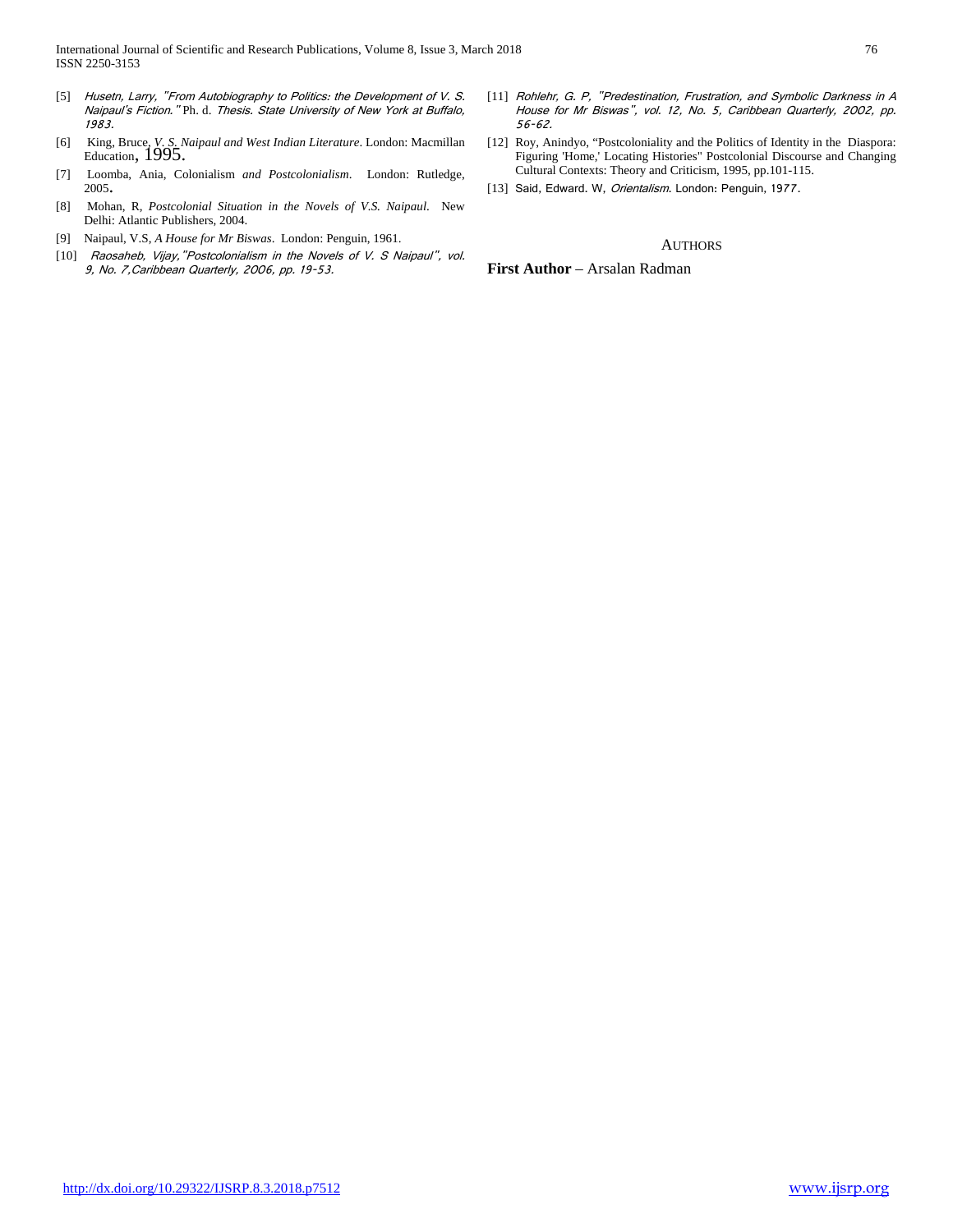[5] *Husetn, Larry, "From Autobiography to Politics: the Development of V. S. Naipaul's Fiction."* Ph. d. *Thesis. State University of New York at Buffalo, 1983.*

[6] King, Bruce, *V. S. Naipaul and West Indian Literature*. London: Macmillan Education, 1995.

[7] Loomba, Ania, Colonialism *and Postcolonialism*. London: Rutledge, 2005.

[8] Mohan, R, *Postcolonial Situation in the Novels of V.S. Naipaul*. New Delhi: Atlantic Publishers, 2004.

[9] Naipaul, V.S, *A House for Mr Biswas*. London: Penguin, 1961.

[10] *Raosaheb, Vijay,"Postcolonialism in the Novels of V. S Naipaul", vol. 9, No. 7,Caribbean Quarterly, 2006, pp. 19-53.*

[11] *Rohlehr, G. P, "Predestination, Frustration, and Symbolic Darkness in A House for Mr Biswas", vol. 12, No. 5, Caribbean Quarterly, 2002, pp. 56-62.*

[12] Roy, Anindyo, "Postcoloniality and the Politics of Identity in the Diaspora: Figuring 'Home,' Locating Histories" Postcolonial Discourse and Changing Cultural Contexts: Theory and Criticism, 1995, pp.101-115.

[13] Said, Edward. W, *Orientalism*. London: Penguin, 1977.

## Authors

**First Author** – Arsalan Radman